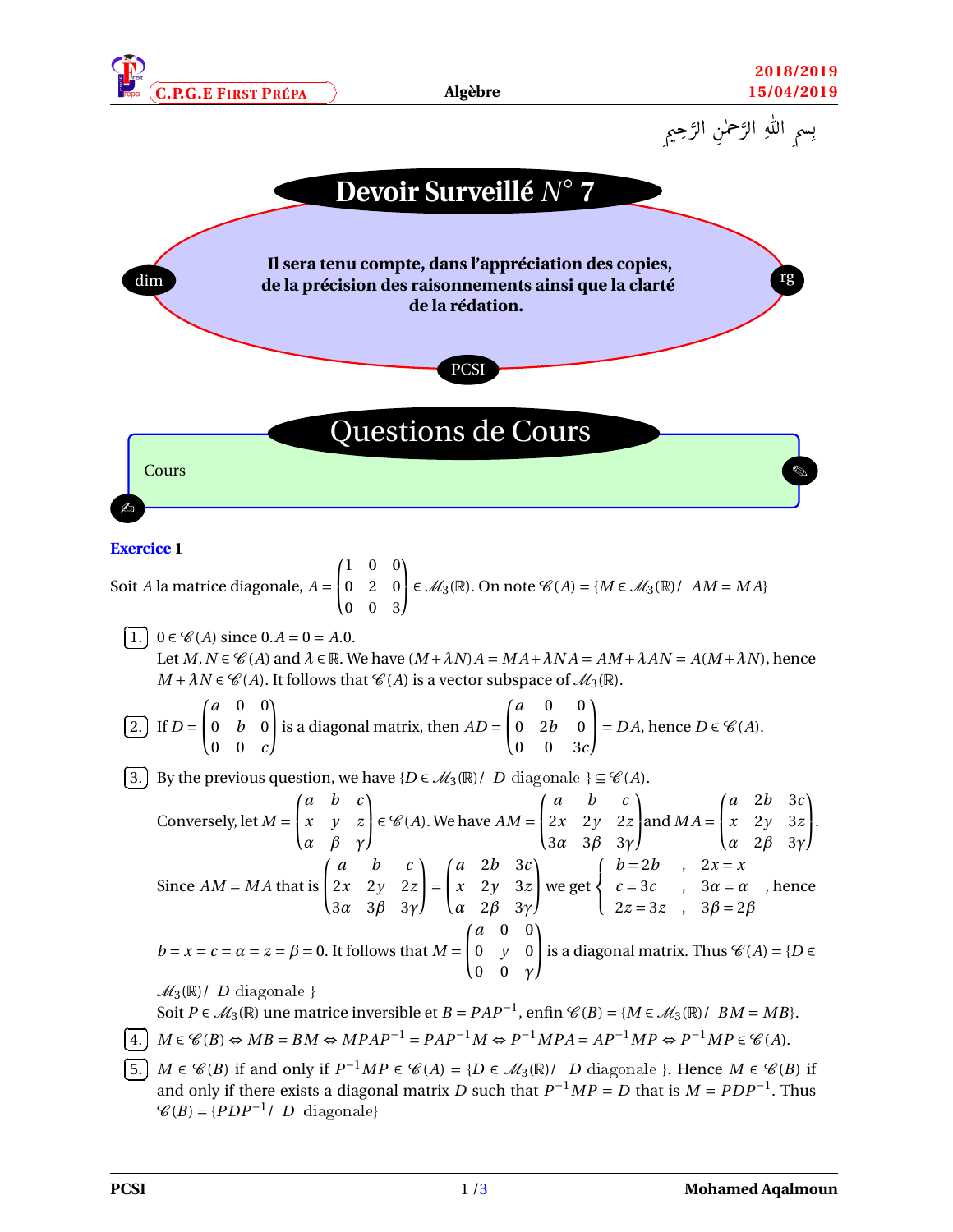بِسمِ اللّٰهِ الرَّحمٰنِ الرَّحِيمِ

# Devoir Surveillé $N°$ 7

dim

**Il sera tenu compte, dans l'appréciation des copies, de la précision des raisonnements ainsi que la clarté de la rédation.**

rg

PCSI

## Questions de Cours

Cours

### Exercice 1

Soit $A$ la matrice diagonale, $A = \begin{pmatrix} 1 & 0 & 0 \\ 0 & 2 & 0 \\ 0 & 0 & 3 \end{pmatrix} \in \mathcal{M}_3(\mathbb{R})$. On note $\mathscr{C}(A) = \{M \in \mathcal{M}_3(\mathbb{R}) /\ AM = MA\}$

1. $0 \in \mathscr{C}(A)$ since $0.A = 0 = A.0$.
   Let $M, N \in \mathscr{C}(A)$ and $\lambda \in \mathbb{R}$. We have $(M+\lambda N)A = MA + \lambda NA = AM + \lambda AN = A(M+\lambda N)$, hence $M + \lambda N \in \mathscr{C}(A)$. It follows that $\mathscr{C}(A)$ is a vector subspace of $\mathcal{M}_3(\mathbb{R})$.

2. If $D = \begin{pmatrix} a & 0 & 0 \\ 0 & b & 0 \\ 0 & 0 & c \end{pmatrix}$ is a diagonal matrix, then $AD = \begin{pmatrix} a & 0 & 0 \\ 0 & 2b & 0 \\ 0 & 0 & 3c \end{pmatrix} = DA$, hence $D \in \mathscr{C}(A)$.

3. By the previous question, we have $\{D \in \mathcal{M}_3(\mathbb{R}) /\ D \text{ diagonale }\} \subseteq \mathscr{C}(A)$.
   Conversely, let $M = \begin{pmatrix} a & b & c \\ x & y & z \\ \alpha & \beta & \gamma \end{pmatrix} \in \mathscr{C}(A)$. We have $AM = \begin{pmatrix} a & b & c \\ 2x & 2y & 2z \\ 3\alpha & 3\beta & 3\gamma \end{pmatrix}$ and $MA = \begin{pmatrix} a & 2b & 3c \\ x & 2y & 3z \\ \alpha & 2\beta & 3\gamma \end{pmatrix}$.
   Since $AM = MA$ that is $\begin{pmatrix} a & b & c \\ 2x & 2y & 2z \\ 3\alpha & 3\beta & 3\gamma \end{pmatrix} = \begin{pmatrix} a & 2b & 3c \\ x & 2y & 3z \\ \alpha & 2\beta & 3\gamma \end{pmatrix}$ we get $\begin{cases} b = 2b & , \quad 2x = x \\ c = 3c & , \quad 3\alpha = \alpha \\ 2z = 3z & , \quad 3\beta = 2\beta \end{cases}$, hence
   $b = x = c = \alpha = z = \beta = 0$. It follows that $M = \begin{pmatrix} a & 0 & 0 \\ 0 & y & 0 \\ 0 & 0 & \gamma \end{pmatrix}$ is a diagonal matrix. Thus $\mathscr{C}(A) = \{D \in \mathcal{M}_3(\mathbb{R}) /\ D \text{ diagonale }\}$

   Soit $P \in \mathcal{M}_3(\mathbb{R})$ une matrice inversible et $B = PAP^{-1}$, enfin $\mathscr{C}(B) = \{M \in \mathcal{M}_3(\mathbb{R}) /\ BM = MB\}$.

4. $M \in \mathscr{C}(B) \Leftrightarrow MB = BM \Leftrightarrow MPAP^{-1} = PAP^{-1}M \Leftrightarrow P^{-1}MPA = AP^{-1}MP \Leftrightarrow P^{-1}MP \in \mathscr{C}(A)$.

5. $M \in \mathscr{C}(B)$ if and only if $P^{-1}MP \in \mathscr{C}(A) = \{D \in \mathcal{M}_3(\mathbb{R}) /\ D \text{ diagonale }\}$. Hence $M \in \mathscr{C}(B)$ if and only if there exists a diagonal matrix $D$ such that $P^{-1}MP = D$ that is $M = PDP^{-1}$. Thus $\mathscr{C}(B) = \{PDP^{-1} /\ D \text{ diagonale}\}$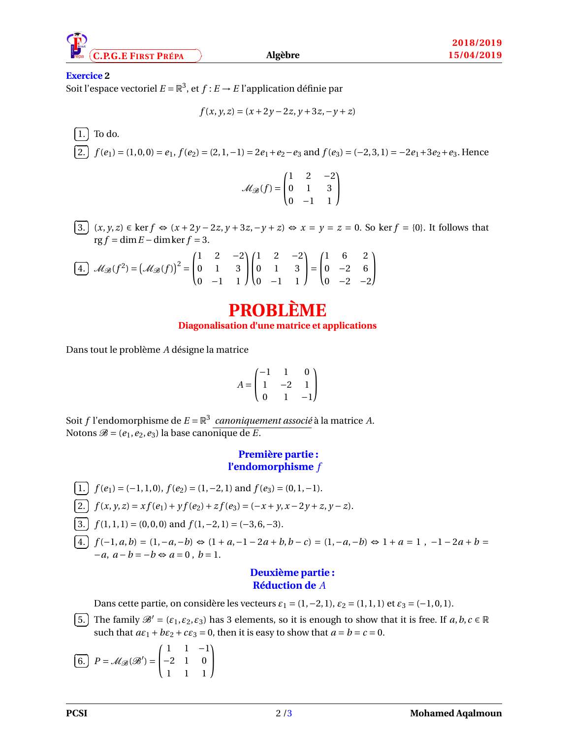**Exercice 2**
Soit l'espace vectoriel $E = \mathbb{R}^3$, et $f : E \to E$ l'application définie par

$$f(x,y,z) = (x+2y-2z, y+3z, -y+z)$$

1. To do.

2. $f(e_1) = (1,0,0) = e_1$, $f(e_2) = (2,1,-1) = 2e_1 + e_2 - e_3$ and $f(e_3) = (-2,3,1) = -2e_1 + 3e_2 + e_3$. Hence

$$\mathcal{M}_{\mathscr{B}}(f) = \begin{pmatrix} 1 & 2 & -2 \\ 0 & 1 & 3 \\ 0 & -1 & 1 \end{pmatrix}$$

3. $(x,y,z) \in \ker f \Leftrightarrow (x+2y-2z, y+3z, -y+z) \Leftrightarrow x = y = z = 0$. So $\ker f = \{0\}$. It follows that $\operatorname{rg} f = \dim E - \dim \ker f = 3$.

4. $\mathcal{M}_{\mathscr{B}}(f^2) = \left(\mathcal{M}_{\mathscr{B}}(f)\right)^2 = \begin{pmatrix} 1 & 2 & -2 \\ 0 & 1 & 3 \\ 0 & -1 & 1 \end{pmatrix} \begin{pmatrix} 1 & 2 & -2 \\ 0 & 1 & 3 \\ 0 & -1 & 1 \end{pmatrix} = \begin{pmatrix} 1 & 6 & 2 \\ 0 & -2 & 6 \\ 0 & -2 & -2 \end{pmatrix}$

# PROBLÈME

## Diagonalisation d'une matrice et applications

Dans tout le problème $A$ désigne la matrice

$$A = \begin{pmatrix} -1 & 1 & 0 \\ 1 & -2 & 1 \\ 0 & 1 & -1 \end{pmatrix}$$

Soit $f$ l'endomorphisme de $E = \mathbb{R}^3$ *canoniquement associé* à la matrice $A$.
Notons $\mathscr{B} = (e_1, e_2, e_3)$ la base canonique de $E$.

### Première partie : l'endomorphisme $f$

1. $f(e_1) = (-1,1,0)$, $f(e_2) = (1,-2,1)$ and $f(e_3) = (0,1,-1)$.

2. $f(x,y,z) = xf(e_1) + yf(e_2) + zf(e_3) = (-x+y, x-2y+z, y-z)$.

3. $f(1,1,1) = (0,0,0)$ and $f(1,-2,1) = (-3,6,-3)$.

4. $f(-1,a,b) = (1,-a,-b) \Leftrightarrow (1+a, -1-2a+b, b-c) = (1,-a,-b) \Leftrightarrow 1+a = 1\ ,\ -1-2a+b = -a,\ a-b = -b \Leftrightarrow a = 0\ ,\ b = 1$.

### Deuxième partie : Réduction de $A$

Dans cette partie, on considère les vecteurs $\varepsilon_1 = (1,-2,1)$, $\varepsilon_2 = (1,1,1)$ et $\varepsilon_3 = (-1,0,1)$.

5. The family $\mathscr{B}' = (\varepsilon_1, \varepsilon_2, \varepsilon_3)$ has 3 elements, so it is enough to show that it is free. If $a,b,c \in \mathbb{R}$ such that $a\varepsilon_1 + b\varepsilon_2 + c\varepsilon_3 = 0$, then it is easy to show that $a = b = c = 0$.

6. $P = \mathcal{M}_{\mathscr{B}}(\mathscr{B}') = \begin{pmatrix} 1 & 1 & -1 \\ -2 & 1 & 0 \\ 1 & 1 & 1 \end{pmatrix}$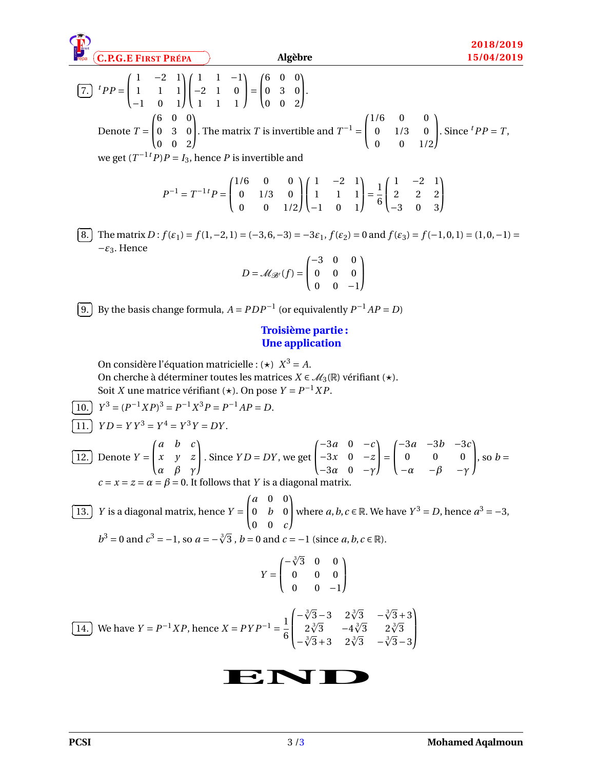**7.** ${}^tPP = \begin{pmatrix} 1 & -2 & 1 \\ 1 & 1 & 1 \\ -1 & 0 & 1 \end{pmatrix} \begin{pmatrix} 1 & 1 & -1 \\ -2 & 1 & 0 \\ 1 & 1 & 1 \end{pmatrix} = \begin{pmatrix} 6 & 0 & 0 \\ 0 & 3 & 0 \\ 0 & 0 & 2 \end{pmatrix}$.

Denote $T = \begin{pmatrix} 6 & 0 & 0 \\ 0 & 3 & 0 \\ 0 & 0 & 2 \end{pmatrix}$. The matrix $T$ is invertible and $T^{-1} = \begin{pmatrix} 1/6 & 0 & 0 \\ 0 & 1/3 & 0 \\ 0 & 0 & 1/2 \end{pmatrix}$. Since ${}^tPP = T$, we get $(T^{-1}\,{}^tP)P = I_3$, hence $P$ is invertible and

$$P^{-1} = T^{-1}\,{}^tP = \begin{pmatrix} 1/6 & 0 & 0 \\ 0 & 1/3 & 0 \\ 0 & 0 & 1/2 \end{pmatrix} \begin{pmatrix} 1 & -2 & 1 \\ 1 & 1 & 1 \\ -1 & 0 & 1 \end{pmatrix} = \frac{1}{6} \begin{pmatrix} 1 & -2 & 1 \\ 2 & 2 & 2 \\ -3 & 0 & 3 \end{pmatrix}$$

**8.** The matrix $D$ : $f(\varepsilon_1) = f(1,-2,1) = (-3,6,-3) = -3\varepsilon_1$, $f(\varepsilon_2) = 0$ and $f(\varepsilon_3) = f(-1,0,1) = (1,0,-1) = -\varepsilon_3$. Hence

$$D = \mathcal{M}_{\mathcal{B}'}(f) = \begin{pmatrix} -3 & 0 & 0 \\ 0 & 0 & 0 \\ 0 & 0 & -1 \end{pmatrix}$$

**9.** By the basis change formula, $A = PDP^{-1}$ (or equivalently $P^{-1}AP = D$)

## Troisième partie : Une application

On considère l'équation matricielle : $(\star)\ \ X^3 = A$.
On cherche à déterminer toutes les matrices $X \in \mathcal{M}_3(\mathbb{R})$ vérifiant $(\star)$.
Soit $X$ une matrice vérifiant $(\star)$. On pose $Y = P^{-1}XP$.

**10.** $Y^3 = (P^{-1}XP)^3 = P^{-1}X^3P = P^{-1}AP = D$.

**11.** $YD = YY^3 = Y^4 = Y^3Y = DY$.

**12.** Denote $Y = \begin{pmatrix} a & b & c \\ x & y & z \\ \alpha & \beta & \gamma \end{pmatrix}$. Since $YD = DY$, we get $\begin{pmatrix} -3a & 0 & -c \\ -3x & 0 & -z \\ -3\alpha & 0 & -\gamma \end{pmatrix} = \begin{pmatrix} -3a & -3b & -3c \\ 0 & 0 & 0 \\ -\alpha & -\beta & -\gamma \end{pmatrix}$, so $b = c = x = z = \alpha = \beta = 0$. It follows that $Y$ is a diagonal matrix.

**13.** $Y$ is a diagonal matrix, hence $Y = \begin{pmatrix} a & 0 & 0 \\ 0 & b & 0 \\ 0 & 0 & c \end{pmatrix}$ where $a, b, c \in \mathbb{R}$. We have $Y^3 = D$, hence $a^3 = -3$, $b^3 = 0$ and $c^3 = -1$, so $a = -\sqrt[3]{3}$, $b = 0$ and $c = -1$ (since $a, b, c \in \mathbb{R}$).

$$Y = \begin{pmatrix} -\sqrt[3]{3} & 0 & 0 \\ 0 & 0 & 0 \\ 0 & 0 & -1 \end{pmatrix}$$

**14.** We have $Y = P^{-1}XP$, hence $X = PYP^{-1} = \dfrac{1}{6} \begin{pmatrix} -\sqrt[3]{3}-3 & 2\sqrt[3]{3} & -\sqrt[3]{3}+3 \\ 2\sqrt[3]{3} & -4\sqrt[3]{3} & 2\sqrt[3]{3} \\ -\sqrt[3]{3}+3 & 2\sqrt[3]{3} & -\sqrt[3]{3}-3 \end{pmatrix}$

**END**